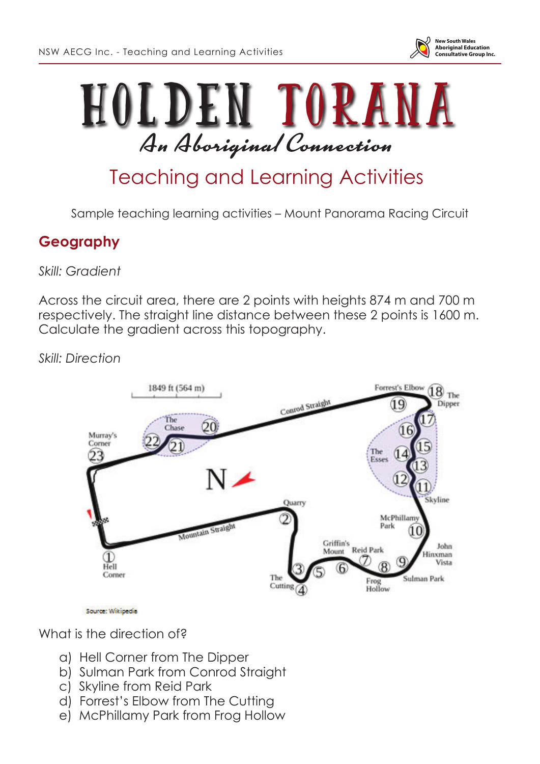# HOLDEN TORANA

*An Aboriginal Connection*

## Teaching and Learning Activities

Sample teaching learning activities – Mount Panorama Racing Circuit

## Geography

*Skill: Gradient*

Across the circuit area, there are 2 points with heights 874 m and 700 m respectively. The straight line distance between these 2 points is 1600 m. Calculate the gradient across this topography.

*Skill: Direction*

Source: Wikipedia

What is the direction of?

a) Hell Corner from The Dipper
b) Sulman Park from Conrod Straight
c) Skyline from Reid Park
d) Forrest's Elbow from The Cutting
e) McPhillamy Park from Frog Hollow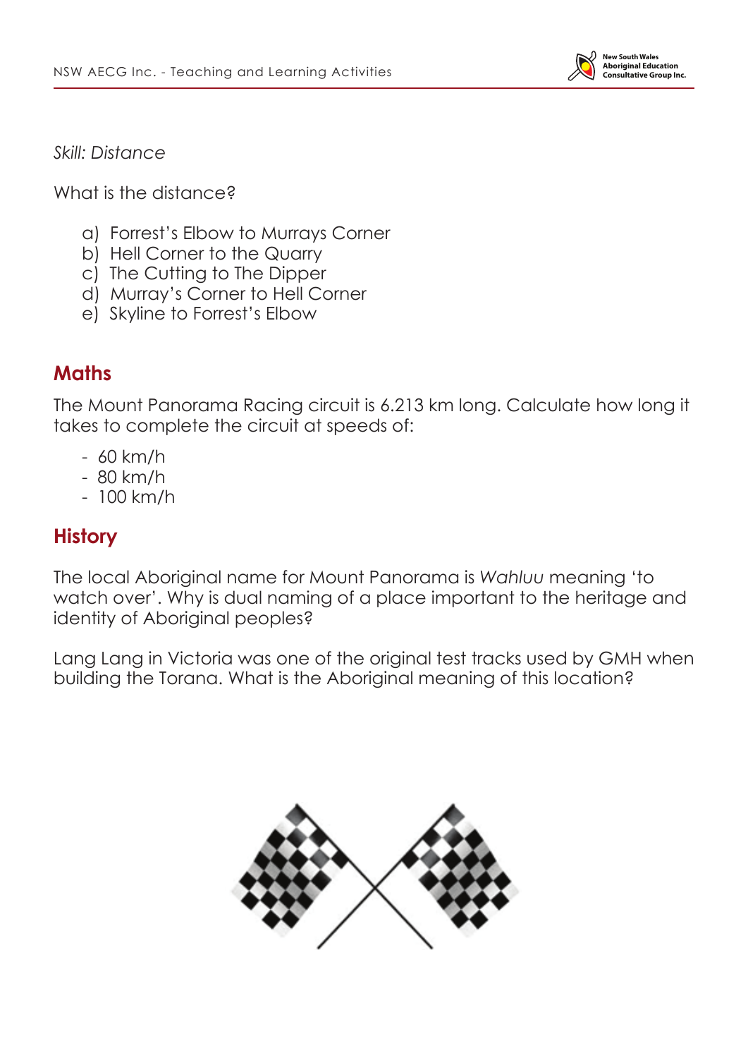*Skill: Distance*

What is the distance?

a) Forrest's Elbow to Murrays Corner
b) Hell Corner to the Quarry
c) The Cutting to The Dipper
d) Murray's Corner to Hell Corner
e) Skyline to Forrest's Elbow

## Maths

The Mount Panorama Racing circuit is 6.213 km long. Calculate how long it takes to complete the circuit at speeds of:

- 60 km/h
- 80 km/h
- 100 km/h

## History

The local Aboriginal name for Mount Panorama is *Wahluu* meaning 'to watch over'. Why is dual naming of a place important to the heritage and identity of Aboriginal peoples?

Lang Lang in Victoria was one of the original test tracks used by GMH when building the Torana. What is the Aboriginal meaning of this location?